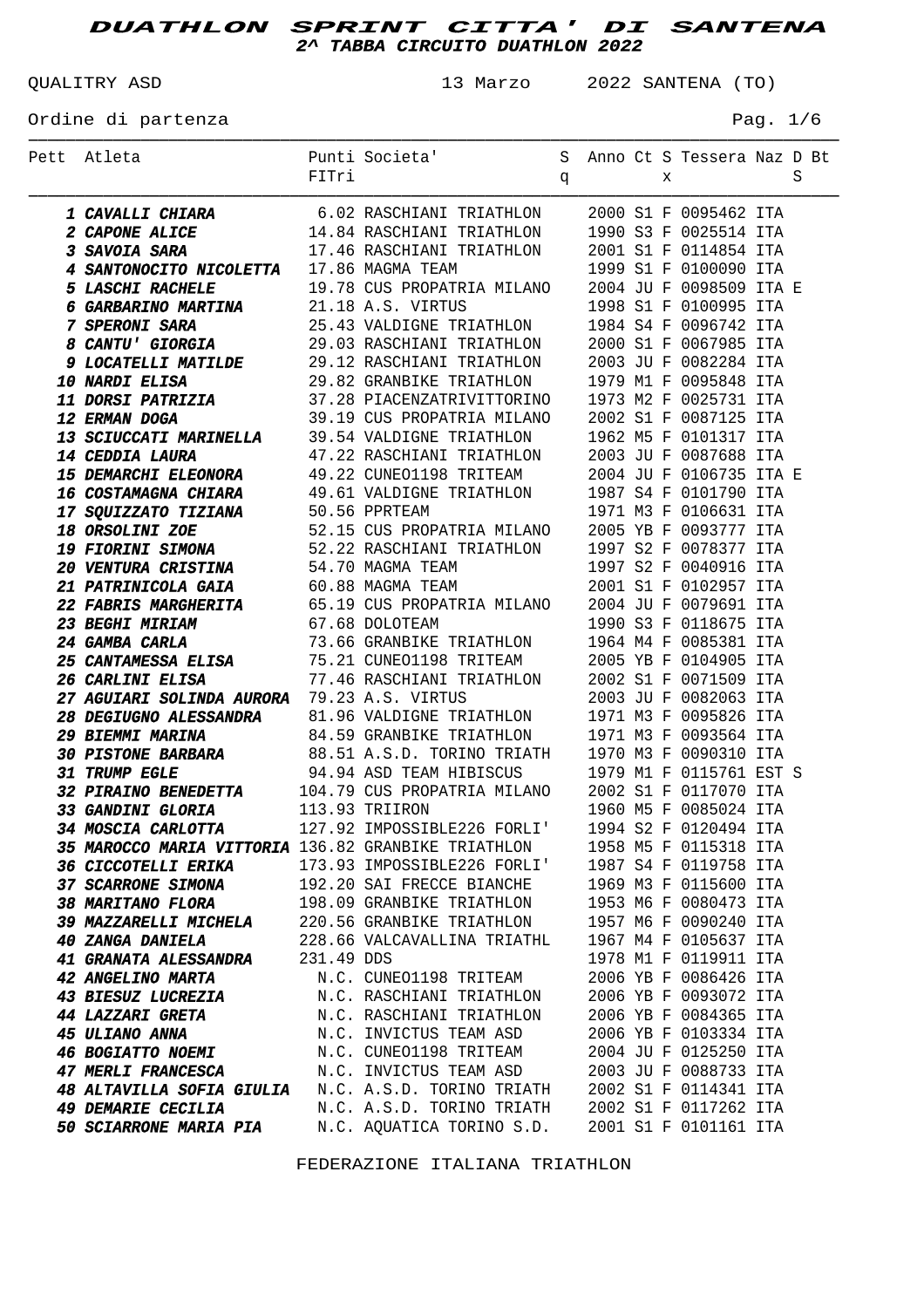# DUATHLON SPRINT CITTA' DI SANTENA

## 2^ TABBA CIRCUITO DUATHLON 2022

QUALITRY ASD 13 Marzo 2022 SANTENA (TO)

Ordine di partenza

| Pett | Atleta | Punti FITri | Societa' | Sq | Anno | Ct | Sx | Tessera | Naz | D | BtS |
|---|---|---|---|---|---|---|---|---|---|---|---|
| 1 | CAVALLI CHIARA | 6.02 | RASCHIANI TRIATHLON | | 2000 | S1 | F | 0095462 | ITA | | |
| 2 | CAPONE ALICE | 14.84 | RASCHIANI TRIATHLON | | 1990 | S3 | F | 0025514 | ITA | | |
| 3 | SAVOIA SARA | 17.46 | RASCHIANI TRIATHLON | | 2001 | S1 | F | 0114854 | ITA | | |
| 4 | SANTONOCITO NICOLETTA | 17.86 | MAGMA TEAM | | 1999 | S1 | F | 0100090 | ITA | | |
| 5 | LASCHI RACHELE | 19.78 | CUS PROPATRIA MILANO | | 2004 | JU | F | 0098509 | ITA | E | |
| 6 | GARBARINO MARTINA | 21.18 | A.S. VIRTUS | | 1998 | S1 | F | 0100995 | ITA | | |
| 7 | SPERONI SARA | 25.43 | VALDIGNE TRIATHLON | | 1984 | S4 | F | 0096742 | ITA | | |
| 8 | CANTU' GIORGIA | 29.03 | RASCHIANI TRIATHLON | | 2000 | S1 | F | 0067985 | ITA | | |
| 9 | LOCATELLI MATILDE | 29.12 | RASCHIANI TRIATHLON | | 2003 | JU | F | 0082284 | ITA | | |
| 10 | NARDI ELISA | 29.82 | GRANBIKE TRIATHLON | | 1979 | M1 | F | 0095848 | ITA | | |
| 11 | DORSI PATRIZIA | 37.28 | PIACENZATRIVITTORINO | | 1973 | M2 | F | 0025731 | ITA | | |
| 12 | ERMAN DOGA | 39.19 | CUS PROPATRIA MILANO | | 2002 | S1 | F | 0087125 | ITA | | |
| 13 | SCIUCCATI MARINELLA | 39.54 | VALDIGNE TRIATHLON | | 1962 | M5 | F | 0101317 | ITA | | |
| 14 | CEDDIA LAURA | 47.22 | RASCHIANI TRIATHLON | | 2003 | JU | F | 0087688 | ITA | | |
| 15 | DEMARCHI ELEONORA | 49.22 | CUNEO1198 TRITEAM | | 2004 | JU | F | 0106735 | ITA | E | |
| 16 | COSTAMAGNA CHIARA | 49.61 | VALDIGNE TRIATHLON | | 1987 | S4 | F | 0101790 | ITA | | |
| 17 | SQUIZZATO TIZIANA | 50.56 | PPRTEAM | | 1971 | M3 | F | 0106631 | ITA | | |
| 18 | ORSOLINI ZOE | 52.15 | CUS PROPATRIA MILANO | | 2005 | YB | F | 0093777 | ITA | | |
| 19 | FIORINI SIMONA | 52.22 | RASCHIANI TRIATHLON | | 1997 | S2 | F | 0078377 | ITA | | |
| 20 | VENTURA CRISTINA | 54.70 | MAGMA TEAM | | 1997 | S2 | F | 0040916 | ITA | | |
| 21 | PATRINICOLA GAIA | 60.88 | MAGMA TEAM | | 2001 | S1 | F | 0102957 | ITA | | |
| 22 | FABRIS MARGHERITA | 65.19 | CUS PROPATRIA MILANO | | 2004 | JU | F | 0079691 | ITA | | |
| 23 | BEGHI MIRIAM | 67.68 | DOLOTEAM | | 1990 | S3 | F | 0118675 | ITA | | |
| 24 | GAMBA CARLA | 73.66 | GRANBIKE TRIATHLON | | 1964 | M4 | F | 0085381 | ITA | | |
| 25 | CANTAMESSA ELISA | 75.21 | CUNEO1198 TRITEAM | | 2005 | YB | F | 0104905 | ITA | | |
| 26 | CARLINI ELISA | 77.46 | RASCHIANI TRIATHLON | | 2002 | S1 | F | 0071509 | ITA | | |
| 27 | AGUIARI SOLINDA AURORA | 79.23 | A.S. VIRTUS | | 2003 | JU | F | 0082063 | ITA | | |
| 28 | DEGIUGNO ALESSANDRA | 81.96 | VALDIGNE TRIATHLON | | 1971 | M3 | F | 0095826 | ITA | | |
| 29 | BIEMMI MARINA | 84.59 | GRANBIKE TRIATHLON | | 1971 | M3 | F | 0093564 | ITA | | |
| 30 | PISTONE BARBARA | 88.51 | A.S.D. TORINO TRIATH | | 1970 | M3 | F | 0090310 | ITA | | |
| 31 | TRUMP EGLE | 94.94 | ASD TEAM HIBISCUS | | 1979 | M1 | F | 0115761 | EST | | S |
| 32 | PIRAINO BENEDETTA | 104.79 | CUS PROPATRIA MILANO | | 2002 | S1 | F | 0117070 | ITA | | |
| 33 | GANDINI GLORIA | 113.93 | TRIIRON | | 1960 | M5 | F | 0085024 | ITA | | |
| 34 | MOSCIA CARLOTTA | 127.92 | IMPOSSIBLE226 FORLI' | | 1994 | S2 | F | 0120494 | ITA | | |
| 35 | MAROCCO MARIA VITTORIA | 136.82 | GRANBIKE TRIATHLON | | 1958 | M5 | F | 0115318 | ITA | | |
| 36 | CICCOTELLI ERIKA | 173.93 | IMPOSSIBLE226 FORLI' | | 1987 | S4 | F | 0119758 | ITA | | |
| 37 | SCARRONE SIMONA | 192.20 | SAI FRECCE BIANCHE | | 1969 | M3 | F | 0115600 | ITA | | |
| 38 | MARITANO FLORA | 198.09 | GRANBIKE TRIATHLON | | 1953 | M6 | F | 0080473 | ITA | | |
| 39 | MAZZARELLI MICHELA | 220.56 | GRANBIKE TRIATHLON | | 1957 | M6 | F | 0090240 | ITA | | |
| 40 | ZANGA DANIELA | 228.66 | VALCAVALLINA TRIATHL | | 1967 | M4 | F | 0105637 | ITA | | |
| 41 | GRANATA ALESSANDRA | 231.49 | DDS | | 1978 | M1 | F | 0119911 | ITA | | |
| 42 | ANGELINO MARTA | N.C. | CUNEO1198 TRITEAM | | 2006 | YB | F | 0086426 | ITA | | |
| 43 | BIESUZ LUCREZIA | N.C. | RASCHIANI TRIATHLON | | 2006 | YB | F | 0093072 | ITA | | |
| 44 | LAZZARI GRETA | N.C. | RASCHIANI TRIATHLON | | 2006 | YB | F | 0084365 | ITA | | |
| 45 | ULIANO ANNA | N.C. | INVICTUS TEAM ASD | | 2006 | YB | F | 0103334 | ITA | | |
| 46 | BOGIATTO NOEMI | N.C. | CUNEO1198 TRITEAM | | 2004 | JU | F | 0125250 | ITA | | |
| 47 | MERLI FRANCESCA | N.C. | INVICTUS TEAM ASD | | 2003 | JU | F | 0088733 | ITA | | |
| 48 | ALTAVILLA SOFIA GIULIA | N.C. | A.S.D. TORINO TRIATH | | 2002 | S1 | F | 0114341 | ITA | | |
| 49 | DEMARIE CECILIA | N.C. | A.S.D. TORINO TRIATH | | 2002 | S1 | F | 0117262 | ITA | | |
| 50 | SCIARRONE MARIA PIA | N.C. | AQUATICA TORINO S.D. | | 2001 | S1 | F | 0101161 | ITA | | |

FEDERAZIONE ITALIANA TRIATHLON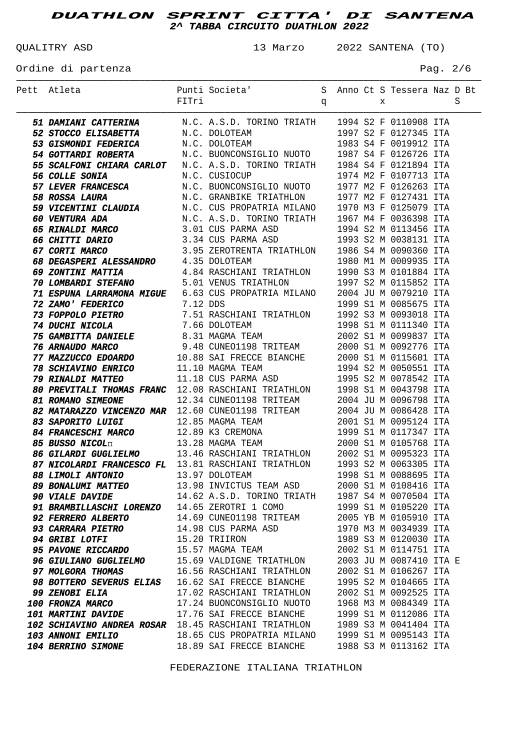# DUATHLON SPRINT CITTA' DI SANTENA

## 2^ TABBA CIRCUITO DUATHLON 2022

QUALITRY ASD — 13 Marzo 2022 SANTENA (TO)

Ordine di partenza

| Pett | Atleta | Punti FITri | Societa' | Sq | Anno | Ct | Sx | Tessera | Naz | D | Bt S |
|---|---|---|---|---|---|---|---|---|---|---|---|
| 51 | **DAMIANI CATTERINA** | N.C. | A.S.D. TORINO TRIATH | | 1994 | S2 | F | 0110908 | ITA | | |
| 52 | **STOCCO ELISABETTA** | N.C. | DOLOTEAM | | 1997 | S2 | F | 0127345 | ITA | | |
| 53 | **GISMONDI FEDERICA** | N.C. | DOLOTEAM | | 1983 | S4 | F | 0019912 | ITA | | |
| 54 | **GOTTARDI ROBERTA** | N.C. | BUONCONSIGLIO NUOTO | | 1987 | S4 | F | 0126726 | ITA | | |
| 55 | **SCALFONI CHIARA CARLOT** | N.C. | A.S.D. TORINO TRIATH | | 1984 | S4 | F | 0121894 | ITA | | |
| 56 | **COLLE SONIA** | N.C. | CUSIOCUP | | 1974 | M2 | F | 0107713 | ITA | | |
| 57 | **LEVER FRANCESCA** | N.C. | BUONCONSIGLIO NUOTO | | 1977 | M2 | F | 0126263 | ITA | | |
| 58 | **ROSSA LAURA** | N.C. | GRANBIKE TRIATHLON | | 1977 | M2 | F | 0127431 | ITA | | |
| 59 | **VICENTINI CLAUDIA** | N.C. | CUS PROPATRIA MILANO | | 1970 | M3 | F | 0125079 | ITA | | |
| 60 | **VENTURA ADA** | N.C. | A.S.D. TORINO TRIATH | | 1967 | M4 | F | 0036398 | ITA | | |
| 65 | **RINALDI MARCO** | 3.01 | CUS PARMA ASD | | 1994 | S2 | M | 0113456 | ITA | | |
| 66 | **CHITTI DARIO** | 3.34 | CUS PARMA ASD | | 1993 | S2 | M | 0038131 | ITA | | |
| 67 | **CORTI MARCO** | 3.95 | ZEROTRENTA TRIATHLON | | 1986 | S4 | M | 0090360 | ITA | | |
| 68 | **DEGASPERI ALESSANDRO** | 4.35 | DOLOTEAM | | 1980 | M1 | M | 0009935 | ITA | | |
| 69 | **ZONTINI MATTIA** | 4.84 | RASCHIANI TRIATHLON | | 1990 | S3 | M | 0101884 | ITA | | |
| 70 | **LOMBARDI STEFANO** | 5.01 | VENUS TRIATHLON | | 1997 | S2 | M | 0115852 | ITA | | |
| 71 | **ESPUNA LARRAMONA MIGUE** | 6.63 | CUS PROPATRIA MILANO | | 2004 | JU | M | 0079210 | ITA | | |
| 72 | **ZAMO' FEDERICO** | 7.12 | DDS | | 1999 | S1 | M | 0085675 | ITA | | |
| 73 | **FOPPOLO PIETRO** | 7.51 | RASCHIANI TRIATHLON | | 1992 | S3 | M | 0093018 | ITA | | |
| 74 | **DUCHI NICOLA** | 7.66 | DOLOTEAM | | 1998 | S1 | M | 0111340 | ITA | | |
| 75 | **GAMBITTA DANIELE** | 8.31 | MAGMA TEAM | | 2002 | S1 | M | 0099837 | ITA | | |
| 76 | **ARNAUDO MARCO** | 9.48 | CUNEO1198 TRITEAM | | 2000 | S1 | M | 0092776 | ITA | | |
| 77 | **MAZZUCCO EDOARDO** | 10.88 | SAI FRECCE BIANCHE | | 2000 | S1 | M | 0115601 | ITA | | |
| 78 | **SCHIAVINO ENRICO** | 11.10 | MAGMA TEAM | | 1994 | S2 | M | 0050551 | ITA | | |
| 79 | **RINALDI MATTEO** | 11.18 | CUS PARMA ASD | | 1995 | S2 | M | 0078542 | ITA | | |
| 80 | **PREVITALI THOMAS FRANC** | 12.08 | RASCHIANI TRIATHLON | | 1998 | S1 | M | 0043798 | ITA | | |
| 81 | **ROMANO SIMEONE** | 12.34 | CUNEO1198 TRITEAM | | 2004 | JU | M | 0096798 | ITA | | |
| 82 | **MATARAZZO VINCENZO MAR** | 12.60 | CUNEO1198 TRITEAM | | 2004 | JU | M | 0086428 | ITA | | |
| 83 | **SAPORITO LUIGI** | 12.85 | MAGMA TEAM | | 2001 | S1 | M | 0095124 | ITA | | |
| 84 | **FRANCESCHI MARCO** | 12.89 | K3 CREMONA | | 1999 | S1 | M | 0117347 | ITA | | |
| 85 | **BUSSO NICOLπ** | 13.28 | MAGMA TEAM | | 2000 | S1 | M | 0105768 | ITA | | |
| 86 | **GILARDI GUGLIELMO** | 13.46 | RASCHIANI TRIATHLON | | 2002 | S1 | M | 0095323 | ITA | | |
| 87 | **NICOLARDI FRANCESCO FL** | 13.81 | RASCHIANI TRIATHLON | | 1993 | S2 | M | 0063305 | ITA | | |
| 88 | **LIMOLI ANTONIO** | 13.97 | DOLOTEAM | | 1998 | S1 | M | 0088695 | ITA | | |
| 89 | **BONALUMI MATTEO** | 13.98 | INVICTUS TEAM ASD | | 2000 | S1 | M | 0108416 | ITA | | |
| 90 | **VIALE DAVIDE** | 14.62 | A.S.D. TORINO TRIATH | | 1987 | S4 | M | 0070504 | ITA | | |
| 91 | **BRAMBILLASCHI LORENZO** | 14.65 | ZEROTRI 1 COMO | | 1999 | S1 | M | 0105220 | ITA | | |
| 92 | **FERRERO ALBERTO** | 14.69 | CUNEO1198 TRITEAM | | 2005 | YB | M | 0105910 | ITA | | |
| 93 | **CARRARA PIETRO** | 14.98 | CUS PARMA ASD | | 1970 | M3 | M | 0034939 | ITA | | |
| 94 | **GRIBI LOTFI** | 15.20 | TRIIRON | | 1989 | S3 | M | 0120030 | ITA | | |
| 95 | **PAVONE RICCARDO** | 15.57 | MAGMA TEAM | | 2002 | S1 | M | 0114751 | ITA | | |
| 96 | **GIULIANO GUGLIELMO** | 15.69 | VALDIGNE TRIATHLON | | 2003 | JU | M | 0087410 | ITA | E | |
| 97 | **MOLGORA THOMAS** | 16.56 | RASCHIANI TRIATHLON | | 2002 | S1 | M | 0106267 | ITA | | |
| 98 | **BOTTERO SEVERUS ELIAS** | 16.62 | SAI FRECCE BIANCHE | | 1995 | S2 | M | 0104665 | ITA | | |
| 99 | **ZENOBI ELIA** | 17.02 | RASCHIANI TRIATHLON | | 2002 | S1 | M | 0092525 | ITA | | |
| 100 | **FRONZA MARCO** | 17.24 | BUONCONSIGLIO NUOTO | | 1968 | M3 | M | 0084349 | ITA | | |
| 101 | **MARTINI DAVIDE** | 17.76 | SAI FRECCE BIANCHE | | 1999 | S1 | M | 0112086 | ITA | | |
| 102 | **SCHIAVINO ANDREA ROSAR** | 18.45 | RASCHIANI TRIATHLON | | 1989 | S3 | M | 0041404 | ITA | | |
| 103 | **ANNONI EMILIO** | 18.65 | CUS PROPATRIA MILANO | | 1999 | S1 | M | 0095143 | ITA | | |
| 104 | **BERRINO SIMONE** | 18.89 | SAI FRECCE BIANCHE | | 1988 | S3 | M | 0113162 | ITA | | |

FEDERAZIONE ITALIANA TRIATHLON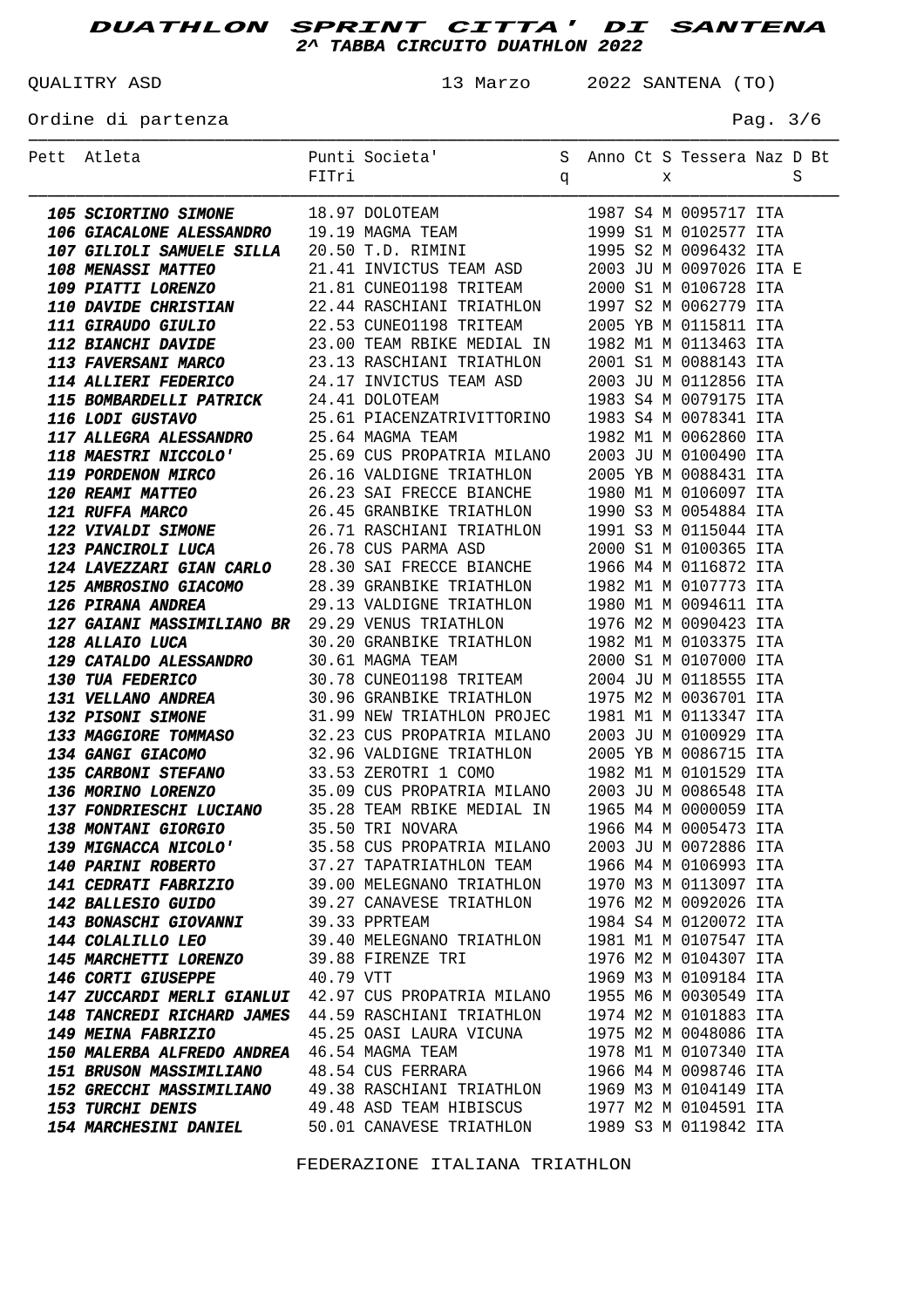# DUATHLON SPRINT CITTA' DI SANTENA

## 2^ TABBA CIRCUITO DUATHLON 2022

QUALITRY ASD — 13 Marzo 2022 SANTENA (TO)

Ordine di partenza

| Pett | Atleta | Punti FITri | Societa' | Sq | Anno | Ct | Sx | Tessera | Naz | D | Bt S |
|---|---|---|---|---|---|---|---|---|---|---|---|
| 105 | ***SCIORTINO SIMONE*** | 18.97 | DOLOTEAM | | 1987 | S4 | M | 0095717 | ITA | | |
| 106 | ***GIACALONE ALESSANDRO*** | 19.19 | MAGMA TEAM | | 1999 | S1 | M | 0102577 | ITA | | |
| 107 | ***GILIOLI SAMUELE SILLA*** | 20.50 | T.D. RIMINI | | 1995 | S2 | M | 0096432 | ITA | | |
| 108 | ***MENASSI MATTEO*** | 21.41 | INVICTUS TEAM ASD | | 2003 | JU | M | 0097026 | ITA | E | |
| 109 | ***PIATTI LORENZO*** | 21.81 | CUNEO1198 TRITEAM | | 2000 | S1 | M | 0106728 | ITA | | |
| 110 | ***DAVIDE CHRISTIAN*** | 22.44 | RASCHIANI TRIATHLON | | 1997 | S2 | M | 0062779 | ITA | | |
| 111 | ***GIRAUDO GIULIO*** | 22.53 | CUNEO1198 TRITEAM | | 2005 | YB | M | 0115811 | ITA | | |
| 112 | ***BIANCHI DAVIDE*** | 23.00 | TEAM RBIKE MEDIAL IN | | 1982 | M1 | M | 0113463 | ITA | | |
| 113 | ***FAVERSANI MARCO*** | 23.13 | RASCHIANI TRIATHLON | | 2001 | S1 | M | 0088143 | ITA | | |
| 114 | ***ALLIERI FEDERICO*** | 24.17 | INVICTUS TEAM ASD | | 2003 | JU | M | 0112856 | ITA | | |
| 115 | ***BOMBARDELLI PATRICK*** | 24.41 | DOLOTEAM | | 1983 | S4 | M | 0079175 | ITA | | |
| 116 | ***LODI GUSTAVO*** | 25.61 | PIACENZATRIVITTORINO | | 1983 | S4 | M | 0078341 | ITA | | |
| 117 | ***ALLEGRA ALESSANDRO*** | 25.64 | MAGMA TEAM | | 1982 | M1 | M | 0062860 | ITA | | |
| 118 | ***MAESTRI NICCOLO'*** | 25.69 | CUS PROPATRIA MILANO | | 2003 | JU | M | 0100490 | ITA | | |
| 119 | ***PORDENON MIRCO*** | 26.16 | VALDIGNE TRIATHLON | | 2005 | YB | M | 0088431 | ITA | | |
| 120 | ***REAMI MATTEO*** | 26.23 | SAI FRECCE BIANCHE | | 1980 | M1 | M | 0106097 | ITA | | |
| 121 | ***RUFFA MARCO*** | 26.45 | GRANBIKE TRIATHLON | | 1990 | S3 | M | 0054884 | ITA | | |
| 122 | ***VIVALDI SIMONE*** | 26.71 | RASCHIANI TRIATHLON | | 1991 | S3 | M | 0115044 | ITA | | |
| 123 | ***PANCIROLI LUCA*** | 26.78 | CUS PARMA ASD | | 2000 | S1 | M | 0100365 | ITA | | |
| 124 | ***LAVEZZARI GIAN CARLO*** | 28.30 | SAI FRECCE BIANCHE | | 1966 | M4 | M | 0116872 | ITA | | |
| 125 | ***AMBROSINO GIACOMO*** | 28.39 | GRANBIKE TRIATHLON | | 1982 | M1 | M | 0107773 | ITA | | |
| 126 | ***PIRANA ANDREA*** | 29.13 | VALDIGNE TRIATHLON | | 1980 | M1 | M | 0094611 | ITA | | |
| 127 | ***GAIANI MASSIMILIANO BR*** | 29.29 | VENUS TRIATHLON | | 1976 | M2 | M | 0090423 | ITA | | |
| 128 | ***ALLAIO LUCA*** | 30.20 | GRANBIKE TRIATHLON | | 1982 | M1 | M | 0103375 | ITA | | |
| 129 | ***CATALDO ALESSANDRO*** | 30.61 | MAGMA TEAM | | 2000 | S1 | M | 0107000 | ITA | | |
| 130 | ***TUA FEDERICO*** | 30.78 | CUNEO1198 TRITEAM | | 2004 | JU | M | 0118555 | ITA | | |
| 131 | ***VELLANO ANDREA*** | 30.96 | GRANBIKE TRIATHLON | | 1975 | M2 | M | 0036701 | ITA | | |
| 132 | ***PISONI SIMONE*** | 31.99 | NEW TRIATHLON PROJEC | | 1981 | M1 | M | 0113347 | ITA | | |
| 133 | ***MAGGIORE TOMMASO*** | 32.23 | CUS PROPATRIA MILANO | | 2003 | JU | M | 0100929 | ITA | | |
| 134 | ***GANGI GIACOMO*** | 32.96 | VALDIGNE TRIATHLON | | 2005 | YB | M | 0086715 | ITA | | |
| 135 | ***CARBONI STEFANO*** | 33.53 | ZEROTRI 1 COMO | | 1982 | M1 | M | 0101529 | ITA | | |
| 136 | ***MORINO LORENZO*** | 35.09 | CUS PROPATRIA MILANO | | 2003 | JU | M | 0086548 | ITA | | |
| 137 | ***FONDRIESCHI LUCIANO*** | 35.28 | TEAM RBIKE MEDIAL IN | | 1965 | M4 | M | 0000059 | ITA | | |
| 138 | ***MONTANI GIORGIO*** | 35.50 | TRI NOVARA | | 1966 | M4 | M | 0005473 | ITA | | |
| 139 | ***MIGNACCA NICOLO'*** | 35.58 | CUS PROPATRIA MILANO | | 2003 | JU | M | 0072886 | ITA | | |
| 140 | ***PARINI ROBERTO*** | 37.27 | TAPATRIATHLON TEAM | | 1966 | M4 | M | 0106993 | ITA | | |
| 141 | ***CEDRATI FABRIZIO*** | 39.00 | MELEGNANO TRIATHLON | | 1970 | M3 | M | 0113097 | ITA | | |
| 142 | ***BALLESIO GUIDO*** | 39.27 | CANAVESE TRIATHLON | | 1976 | M2 | M | 0092026 | ITA | | |
| 143 | ***BONASCHI GIOVANNI*** | 39.33 | PPRTEAM | | 1984 | S4 | M | 0120072 | ITA | | |
| 144 | ***COLALILLO LEO*** | 39.40 | MELEGNANO TRIATHLON | | 1981 | M1 | M | 0107547 | ITA | | |
| 145 | ***MARCHETTI LORENZO*** | 39.88 | FIRENZE TRI | | 1976 | M2 | M | 0104307 | ITA | | |
| 146 | ***CORTI GIUSEPPE*** | 40.79 | VTT | | 1969 | M3 | M | 0109184 | ITA | | |
| 147 | ***ZUCCARDI MERLI GIANLUI*** | 42.97 | CUS PROPATRIA MILANO | | 1955 | M6 | M | 0030549 | ITA | | |
| 148 | ***TANCREDI RICHARD JAMES*** | 44.59 | RASCHIANI TRIATHLON | | 1974 | M2 | M | 0101883 | ITA | | |
| 149 | ***MEINA FABRIZIO*** | 45.25 | OASI LAURA VICUNA | | 1975 | M2 | M | 0048086 | ITA | | |
| 150 | ***MALERBA ALFREDO ANDREA*** | 46.54 | MAGMA TEAM | | 1978 | M1 | M | 0107340 | ITA | | |
| 151 | ***BRUSON MASSIMILIANO*** | 48.54 | CUS FERRARA | | 1966 | M4 | M | 0098746 | ITA | | |
| 152 | ***GRECCHI MASSIMILIANO*** | 49.38 | RASCHIANI TRIATHLON | | 1969 | M3 | M | 0104149 | ITA | | |
| 153 | ***TURCHI DENIS*** | 49.48 | ASD TEAM HIBISCUS | | 1977 | M2 | M | 0104591 | ITA | | |
| 154 | ***MARCHESINI DANIEL*** | 50.01 | CANAVESE TRIATHLON | | 1989 | S3 | M | 0119842 | ITA | | |

FEDERAZIONE ITALIANA TRIATHLON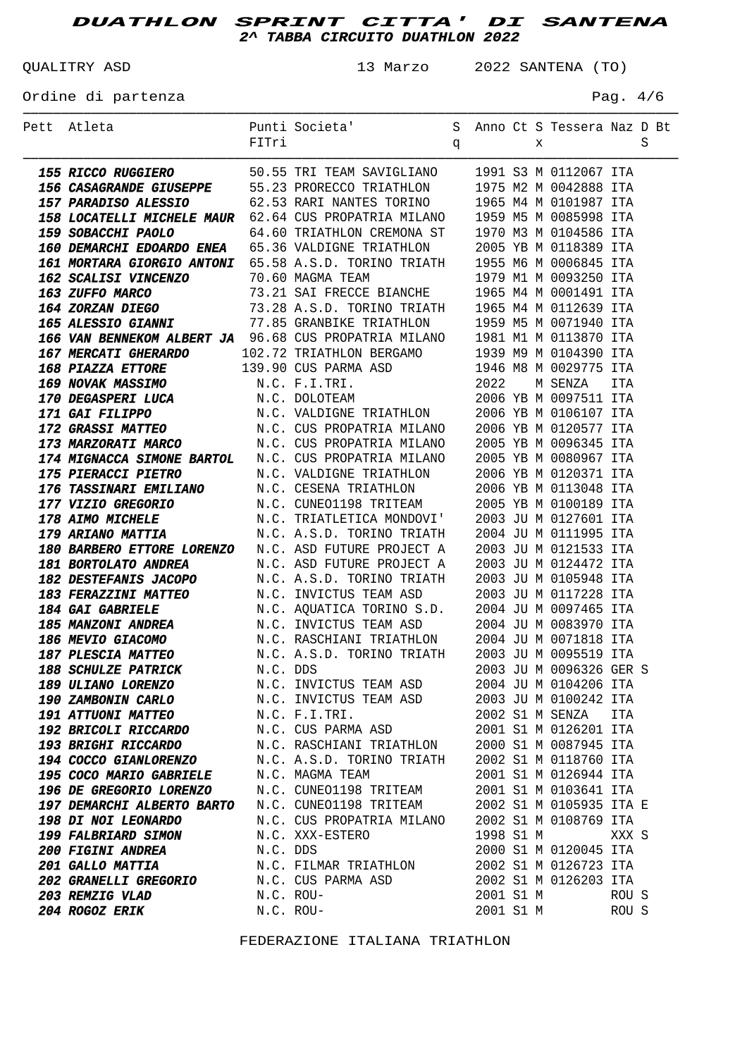# DUATHLON SPRINT CITTA' DI SANTENA

## 2^ TABBA CIRCUITO DUATHLON 2022

QUALITRY ASD 13 Marzo 2022 SANTENA (TO)

Ordine di partenza

| Pett | Atleta | Punti FITri | Societa' | Sq | Anno | Ct | Sx | Tessera | Naz | D | Bt S |
|---|---|---|---|---|---|---|---|---|---|---|---|
| **155** | **RICCO RUGGIERO** | 50.55 | TRI TEAM SAVIGLIANO | | 1991 | S3 | M | 0112067 | ITA | | |
| **156** | **CASAGRANDE GIUSEPPE** | 55.23 | PRORECCO TRIATHLON | | 1975 | M2 | M | 0042888 | ITA | | |
| **157** | **PARADISO ALESSIO** | 62.53 | RARI NANTES TORINO | | 1965 | M4 | M | 0101987 | ITA | | |
| **158** | **LOCATELLI MICHELE MAUR** | 62.64 | CUS PROPATRIA MILANO | | 1959 | M5 | M | 0085998 | ITA | | |
| **159** | **SOBACCHI PAOLO** | 64.60 | TRIATHLON CREMONA ST | | 1970 | M3 | M | 0104586 | ITA | | |
| **160** | **DEMARCHI EDOARDO ENEA** | 65.36 | VALDIGNE TRIATHLON | | 2005 | YB | M | 0118389 | ITA | | |
| **161** | **MORTARA GIORGIO ANTONI** | 65.58 | A.S.D. TORINO TRIATH | | 1955 | M6 | M | 0006845 | ITA | | |
| **162** | **SCALISI VINCENZO** | 70.60 | MAGMA TEAM | | 1979 | M1 | M | 0093250 | ITA | | |
| **163** | **ZUFFO MARCO** | 73.21 | SAI FRECCE BIANCHE | | 1965 | M4 | M | 0001491 | ITA | | |
| **164** | **ZORZAN DIEGO** | 73.28 | A.S.D. TORINO TRIATH | | 1965 | M4 | M | 0112639 | ITA | | |
| **165** | **ALESSIO GIANNI** | 77.85 | GRANBIKE TRIATHLON | | 1959 | M5 | M | 0071940 | ITA | | |
| **166** | **VAN BENNEKOM ALBERT JA** | 96.68 | CUS PROPATRIA MILANO | | 1981 | M1 | M | 0113870 | ITA | | |
| **167** | **MERCATI GHERARDO** | 102.72 | TRIATHLON BERGAMO | | 1939 | M9 | M | 0104390 | ITA | | |
| **168** | **PIAZZA ETTORE** | 139.90 | CUS PARMA ASD | | 1946 | M8 | M | 0029775 | ITA | | |
| **169** | **NOVAK MASSIMO** | N.C. | F.I.TRI. | | 2022 | | M | SENZA | ITA | | |
| **170** | **DEGASPERI LUCA** | N.C. | DOLOTEAM | | 2006 | YB | M | 0097511 | ITA | | |
| **171** | **GAI FILIPPO** | N.C. | VALDIGNE TRIATHLON | | 2006 | YB | M | 0106107 | ITA | | |
| **172** | **GRASSI MATTEO** | N.C. | CUS PROPATRIA MILANO | | 2006 | YB | M | 0120577 | ITA | | |
| **173** | **MARZORATI MARCO** | N.C. | CUS PROPATRIA MILANO | | 2005 | YB | M | 0096345 | ITA | | |
| **174** | **MIGNACCA SIMONE BARTOL** | N.C. | CUS PROPATRIA MILANO | | 2005 | YB | M | 0080967 | ITA | | |
| **175** | **PIERACCI PIETRO** | N.C. | VALDIGNE TRIATHLON | | 2006 | YB | M | 0120371 | ITA | | |
| **176** | **TASSINARI EMILIANO** | N.C. | CESENA TRIATHLON | | 2006 | YB | M | 0113048 | ITA | | |
| **177** | **VIZIO GREGORIO** | N.C. | CUNEO1198 TRITEAM | | 2005 | YB | M | 0100189 | ITA | | |
| **178** | **AIMO MICHELE** | N.C. | TRIATLETICA MONDOVI' | | 2003 | JU | M | 0127601 | ITA | | |
| **179** | **ARIANO MATTIA** | N.C. | A.S.D. TORINO TRIATH | | 2004 | JU | M | 0111995 | ITA | | |
| **180** | **BARBERO ETTORE LORENZO** | N.C. | ASD FUTURE PROJECT A | | 2003 | JU | M | 0121533 | ITA | | |
| **181** | **BORTOLATO ANDREA** | N.C. | ASD FUTURE PROJECT A | | 2003 | JU | M | 0124472 | ITA | | |
| **182** | **DESTEFANIS JACOPO** | N.C. | A.S.D. TORINO TRIATH | | 2003 | JU | M | 0105948 | ITA | | |
| **183** | **FERAZZINI MATTEO** | N.C. | INVICTUS TEAM ASD | | 2003 | JU | M | 0117228 | ITA | | |
| **184** | **GAI GABRIELE** | N.C. | AQUATICA TORINO S.D. | | 2004 | JU | M | 0097465 | ITA | | |
| **185** | **MANZONI ANDREA** | N.C. | INVICTUS TEAM ASD | | 2004 | JU | M | 0083970 | ITA | | |
| **186** | **MEVIO GIACOMO** | N.C. | RASCHIANI TRIATHLON | | 2004 | JU | M | 0071818 | ITA | | |
| **187** | **PLESCIA MATTEO** | N.C. | A.S.D. TORINO TRIATH | | 2003 | JU | M | 0095519 | ITA | | |
| **188** | **SCHULZE PATRICK** | N.C. | DDS | | 2003 | JU | M | 0096326 | GER | | S |
| **189** | **ULIANO LORENZO** | N.C. | INVICTUS TEAM ASD | | 2004 | JU | M | 0104206 | ITA | | |
| **190** | **ZAMBONIN CARLO** | N.C. | INVICTUS TEAM ASD | | 2003 | JU | M | 0100242 | ITA | | |
| **191** | **ATTUONI MATTEO** | N.C. | F.I.TRI. | | 2002 | S1 | M | SENZA | ITA | | |
| **192** | **BRICOLI RICCARDO** | N.C. | CUS PARMA ASD | | 2001 | S1 | M | 0126201 | ITA | | |
| **193** | **BRIGHI RICCARDO** | N.C. | RASCHIANI TRIATHLON | | 2000 | S1 | M | 0087945 | ITA | | |
| **194** | **COCCO GIANLORENZO** | N.C. | A.S.D. TORINO TRIATH | | 2002 | S1 | M | 0118760 | ITA | | |
| **195** | **COCO MARIO GABRIELE** | N.C. | MAGMA TEAM | | 2001 | S1 | M | 0126944 | ITA | | |
| **196** | **DE GREGORIO LORENZO** | N.C. | CUNEO1198 TRITEAM | | 2001 | S1 | M | 0103641 | ITA | | |
| **197** | **DEMARCHI ALBERTO BARTO** | N.C. | CUNEO1198 TRITEAM | | 2002 | S1 | M | 0105935 | ITA | E | |
| **198** | **DI NOI LEONARDO** | N.C. | CUS PROPATRIA MILANO | | 2002 | S1 | M | 0108769 | ITA | | |
| **199** | **FALBRIARD SIMON** | N.C. | XXX-ESTERO | | 1998 | S1 | M | | XXX | | S |
| **200** | **FIGINI ANDREA** | N.C. | DDS | | 2000 | S1 | M | 0120045 | ITA | | |
| **201** | **GALLO MATTIA** | N.C. | FILMAR TRIATHLON | | 2002 | S1 | M | 0126723 | ITA | | |
| **202** | **GRANELLI GREGORIO** | N.C. | CUS PARMA ASD | | 2002 | S1 | M | 0126203 | ITA | | |
| **203** | **REMZIG VLAD** | N.C. | ROU- | | 2001 | S1 | M | | ROU | | S |
| **204** | **ROGOZ ERIK** | N.C. | ROU- | | 2001 | S1 | M | | ROU | | S |

FEDERAZIONE ITALIANA TRIATHLON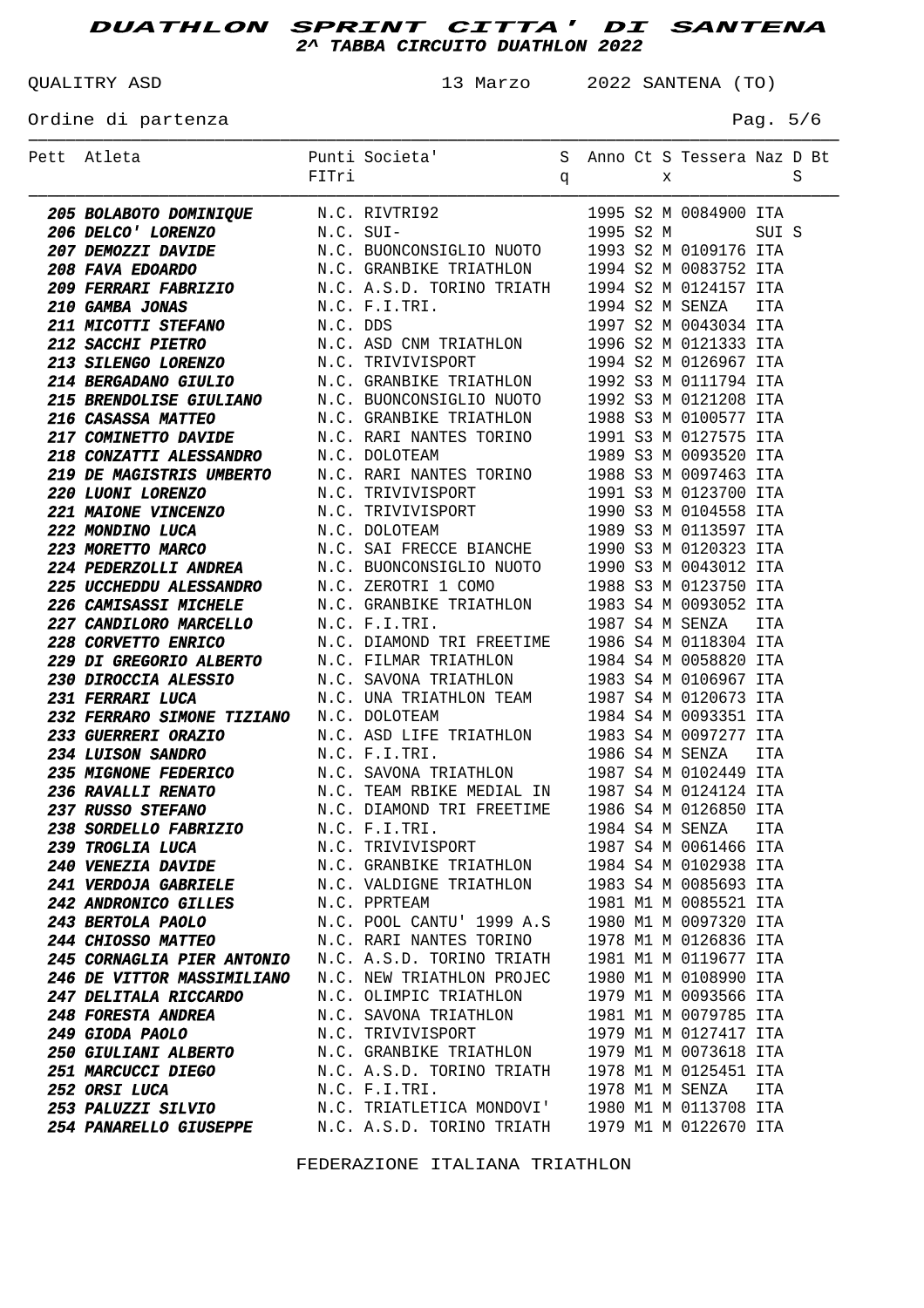# DUATHLON SPRINT CITTA' DI SANTENA

## 2^ TABBA CIRCUITO DUATHLON 2022

QUALITRY ASD — 13 Marzo 2022 SANTENA (TO)

Ordine di partenza

| Pett | Atleta | Punti FITri | Societa' | Sq | Anno | Ct | Sx | Tessera | Naz | DS | Bt |
|---|---|---|---|---|---|---|---|---|---|---|---|
| 205 | **BOLABOTO DOMINIQUE** | N.C. | RIVTRI92 | | 1995 | S2 | M | 0084900 | ITA | | |
| 206 | **DELCO' LORENZO** | N.C. | SUI- | | 1995 | S2 | M | | SUI | S | |
| 207 | **DEMOZZI DAVIDE** | N.C. | BUONCONSIGLIO NUOTO | | 1993 | S2 | M | 0109176 | ITA | | |
| 208 | **FAVA EDOARDO** | N.C. | GRANBIKE TRIATHLON | | 1994 | S2 | M | 0083752 | ITA | | |
| 209 | **FERRARI FABRIZIO** | N.C. | A.S.D. TORINO TRIATH | | 1994 | S2 | M | 0124157 | ITA | | |
| 210 | **GAMBA JONAS** | N.C. | F.I.TRI. | | 1994 | S2 | M | SENZA | ITA | | |
| 211 | **MICOTTI STEFANO** | N.C. | DDS | | 1997 | S2 | M | 0043034 | ITA | | |
| 212 | **SACCHI PIETRO** | N.C. | ASD CNM TRIATHLON | | 1996 | S2 | M | 0121333 | ITA | | |
| 213 | **SILENGO LORENZO** | N.C. | TRIVIVISPORT | | 1994 | S2 | M | 0126967 | ITA | | |
| 214 | **BERGADANO GIULIO** | N.C. | GRANBIKE TRIATHLON | | 1992 | S3 | M | 0111794 | ITA | | |
| 215 | **BRENDOLISE GIULIANO** | N.C. | BUONCONSIGLIO NUOTO | | 1992 | S3 | M | 0121208 | ITA | | |
| 216 | **CASASSA MATTEO** | N.C. | GRANBIKE TRIATHLON | | 1988 | S3 | M | 0100577 | ITA | | |
| 217 | **COMINETTO DAVIDE** | N.C. | RARI NANTES TORINO | | 1991 | S3 | M | 0127575 | ITA | | |
| 218 | **CONZATTI ALESSANDRO** | N.C. | DOLOTEAM | | 1989 | S3 | M | 0093520 | ITA | | |
| 219 | **DE MAGISTRIS UMBERTO** | N.C. | RARI NANTES TORINO | | 1988 | S3 | M | 0097463 | ITA | | |
| 220 | **LUONI LORENZO** | N.C. | TRIVIVISPORT | | 1991 | S3 | M | 0123700 | ITA | | |
| 221 | **MAIONE VINCENZO** | N.C. | TRIVIVISPORT | | 1990 | S3 | M | 0104558 | ITA | | |
| 222 | **MONDINO LUCA** | N.C. | DOLOTEAM | | 1989 | S3 | M | 0113597 | ITA | | |
| 223 | **MORETTO MARCO** | N.C. | SAI FRECCE BIANCHE | | 1990 | S3 | M | 0120323 | ITA | | |
| 224 | **PEDERZOLLI ANDREA** | N.C. | BUONCONSIGLIO NUOTO | | 1990 | S3 | M | 0043012 | ITA | | |
| 225 | **UCCHEDDU ALESSANDRO** | N.C. | ZEROTRI 1 COMO | | 1988 | S3 | M | 0123750 | ITA | | |
| 226 | **CAMISASSI MICHELE** | N.C. | GRANBIKE TRIATHLON | | 1983 | S4 | M | 0093052 | ITA | | |
| 227 | **CANDILORO MARCELLO** | N.C. | F.I.TRI. | | 1987 | S4 | M | SENZA | ITA | | |
| 228 | **CORVETTO ENRICO** | N.C. | DIAMOND TRI FREETIME | | 1986 | S4 | M | 0118304 | ITA | | |
| 229 | **DI GREGORIO ALBERTO** | N.C. | FILMAR TRIATHLON | | 1984 | S4 | M | 0058820 | ITA | | |
| 230 | **DIROCCIA ALESSIO** | N.C. | SAVONA TRIATHLON | | 1983 | S4 | M | 0106967 | ITA | | |
| 231 | **FERRARI LUCA** | N.C. | UNA TRIATHLON TEAM | | 1987 | S4 | M | 0120673 | ITA | | |
| 232 | **FERRARO SIMONE TIZIANO** | N.C. | DOLOTEAM | | 1984 | S4 | M | 0093351 | ITA | | |
| 233 | **GUERRERI ORAZIO** | N.C. | ASD LIFE TRIATHLON | | 1983 | S4 | M | 0097277 | ITA | | |
| 234 | **LUISON SANDRO** | N.C. | F.I.TRI. | | 1986 | S4 | M | SENZA | ITA | | |
| 235 | **MIGNONE FEDERICO** | N.C. | SAVONA TRIATHLON | | 1987 | S4 | M | 0102449 | ITA | | |
| 236 | **RAVALLI RENATO** | N.C. | TEAM RBIKE MEDIAL IN | | 1987 | S4 | M | 0124124 | ITA | | |
| 237 | **RUSSO STEFANO** | N.C. | DIAMOND TRI FREETIME | | 1986 | S4 | M | 0126850 | ITA | | |
| 238 | **SORDELLO FABRIZIO** | N.C. | F.I.TRI. | | 1984 | S4 | M | SENZA | ITA | | |
| 239 | **TROGLIA LUCA** | N.C. | TRIVIVISPORT | | 1987 | S4 | M | 0061466 | ITA | | |
| 240 | **VENEZIA DAVIDE** | N.C. | GRANBIKE TRIATHLON | | 1984 | S4 | M | 0102938 | ITA | | |
| 241 | **VERDOJA GABRIELE** | N.C. | VALDIGNE TRIATHLON | | 1983 | S4 | M | 0085693 | ITA | | |
| 242 | **ANDRONICO GILLES** | N.C. | PPRTEAM | | 1981 | M1 | M | 0085521 | ITA | | |
| 243 | **BERTOLA PAOLO** | N.C. | POOL CANTU' 1999 A.S | | 1980 | M1 | M | 0097320 | ITA | | |
| 244 | **CHIOSSO MATTEO** | N.C. | RARI NANTES TORINO | | 1978 | M1 | M | 0126836 | ITA | | |
| 245 | **CORNAGLIA PIER ANTONIO** | N.C. | A.S.D. TORINO TRIATH | | 1981 | M1 | M | 0119677 | ITA | | |
| 246 | **DE VITTOR MASSIMILIANO** | N.C. | NEW TRIATHLON PROJEC | | 1980 | M1 | M | 0108990 | ITA | | |
| 247 | **DELITALA RICCARDO** | N.C. | OLIMPIC TRIATHLON | | 1979 | M1 | M | 0093566 | ITA | | |
| 248 | **FORESTA ANDREA** | N.C. | SAVONA TRIATHLON | | 1981 | M1 | M | 0079785 | ITA | | |
| 249 | **GIODA PAOLO** | N.C. | TRIVIVISPORT | | 1979 | M1 | M | 0127417 | ITA | | |
| 250 | **GIULIANI ALBERTO** | N.C. | GRANBIKE TRIATHLON | | 1979 | M1 | M | 0073618 | ITA | | |
| 251 | **MARCUCCI DIEGO** | N.C. | A.S.D. TORINO TRIATH | | 1978 | M1 | M | 0125451 | ITA | | |
| 252 | **ORSI LUCA** | N.C. | F.I.TRI. | | 1978 | M1 | M | SENZA | ITA | | |
| 253 | **PALUZZI SILVIO** | N.C. | TRIATLETICA MONDOVI' | | 1980 | M1 | M | 0113708 | ITA | | |
| 254 | **PANARELLO GIUSEPPE** | N.C. | A.S.D. TORINO TRIATH | | 1979 | M1 | M | 0122670 | ITA | | |

FEDERAZIONE ITALIANA TRIATHLON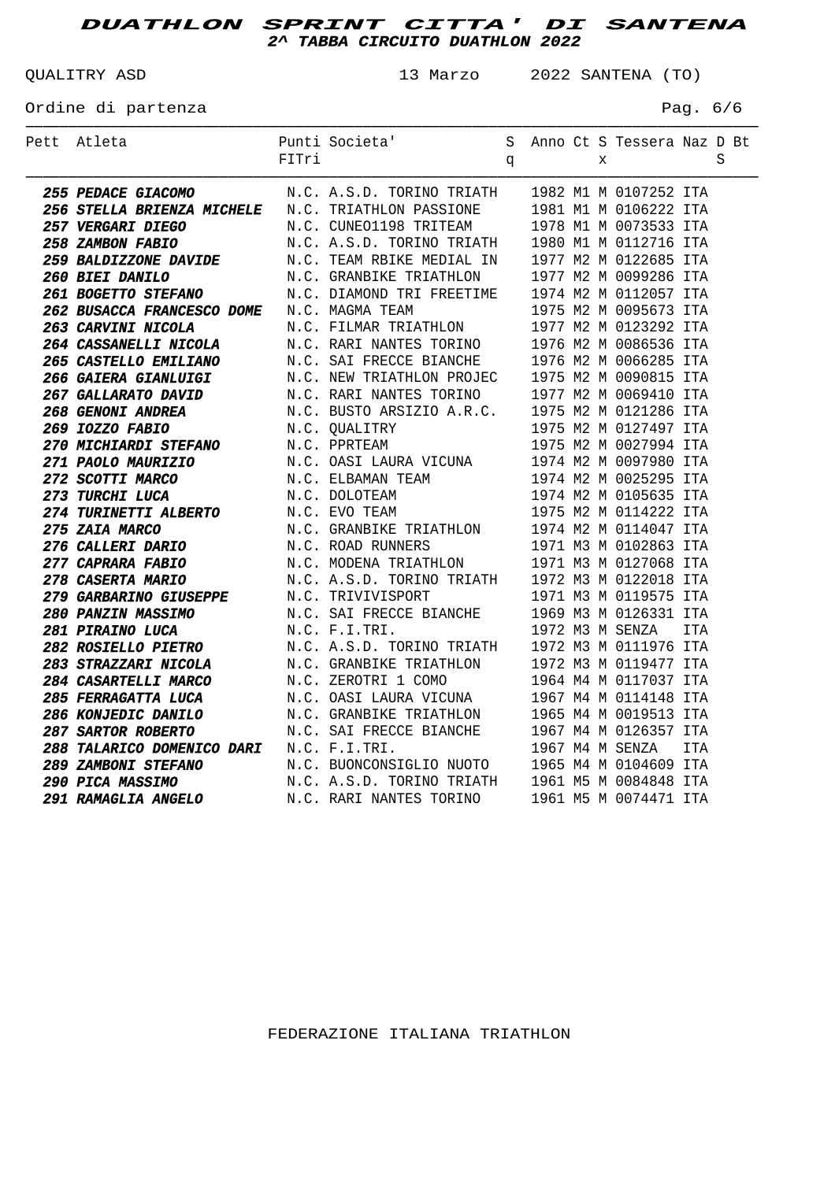# DUATHLON SPRINT CITTA' DI SANTENA

## 2^ TABBA CIRCUITO DUATHLON 2022

QUALITRY ASD 13 Marzo 2022 SANTENA (TO)

Ordine di partenza

| Pett | Atleta | Punti FITri | Societa' | Sq | Anno | Ct | Sx | Tessera | Naz | D | Bt S |
|---|---|---|---|---|---|---|---|---|---|---|---|
| 255 | PEDACE GIACOMO | N.C. | A.S.D. TORINO TRIATH | | 1982 | M1 | M | 0107252 | ITA | | |
| 256 | STELLA BRIENZA MICHELE | N.C. | TRIATHLON PASSIONE | | 1981 | M1 | M | 0106222 | ITA | | |
| 257 | VERGARI DIEGO | N.C. | CUNEO1198 TRITEAM | | 1978 | M1 | M | 0073533 | ITA | | |
| 258 | ZAMBON FABIO | N.C. | A.S.D. TORINO TRIATH | | 1980 | M1 | M | 0112716 | ITA | | |
| 259 | BALDIZZONE DAVIDE | N.C. | TEAM RBIKE MEDIAL IN | | 1977 | M2 | M | 0122685 | ITA | | |
| 260 | BIEI DANILO | N.C. | GRANBIKE TRIATHLON | | 1977 | M2 | M | 0099286 | ITA | | |
| 261 | BOGETTO STEFANO | N.C. | DIAMOND TRI FREETIME | | 1974 | M2 | M | 0112057 | ITA | | |
| 262 | BUSACCA FRANCESCO DOME | N.C. | MAGMA TEAM | | 1975 | M2 | M | 0095673 | ITA | | |
| 263 | CARVINI NICOLA | N.C. | FILMAR TRIATHLON | | 1977 | M2 | M | 0123292 | ITA | | |
| 264 | CASSANELLI NICOLA | N.C. | RARI NANTES TORINO | | 1976 | M2 | M | 0086536 | ITA | | |
| 265 | CASTELLO EMILIANO | N.C. | SAI FRECCE BIANCHE | | 1976 | M2 | M | 0066285 | ITA | | |
| 266 | GAIERA GIANLUIGI | N.C. | NEW TRIATHLON PROJEC | | 1975 | M2 | M | 0090815 | ITA | | |
| 267 | GALLARATO DAVID | N.C. | RARI NANTES TORINO | | 1977 | M2 | M | 0069410 | ITA | | |
| 268 | GENONI ANDREA | N.C. | BUSTO ARSIZIO A.R.C. | | 1975 | M2 | M | 0121286 | ITA | | |
| 269 | IOZZO FABIO | N.C. | QUALITRY | | 1975 | M2 | M | 0127497 | ITA | | |
| 270 | MICHIARDI STEFANO | N.C. | PPRTEAM | | 1975 | M2 | M | 0027994 | ITA | | |
| 271 | PAOLO MAURIZIO | N.C. | OASI LAURA VICUNA | | 1974 | M2 | M | 0097980 | ITA | | |
| 272 | SCOTTI MARCO | N.C. | ELBAMAN TEAM | | 1974 | M2 | M | 0025295 | ITA | | |
| 273 | TURCHI LUCA | N.C. | DOLOTEAM | | 1974 | M2 | M | 0105635 | ITA | | |
| 274 | TURINETTI ALBERTO | N.C. | EVO TEAM | | 1975 | M2 | M | 0114222 | ITA | | |
| 275 | ZAIA MARCO | N.C. | GRANBIKE TRIATHLON | | 1974 | M2 | M | 0114047 | ITA | | |
| 276 | CALLERI DARIO | N.C. | ROAD RUNNERS | | 1971 | M3 | M | 0102863 | ITA | | |
| 277 | CAPRARA FABIO | N.C. | MODENA TRIATHLON | | 1971 | M3 | M | 0127068 | ITA | | |
| 278 | CASERTA MARIO | N.C. | A.S.D. TORINO TRIATH | | 1972 | M3 | M | 0122018 | ITA | | |
| 279 | GARBARINO GIUSEPPE | N.C. | TRIVIVISPORT | | 1971 | M3 | M | 0119575 | ITA | | |
| 280 | PANZIN MASSIMO | N.C. | SAI FRECCE BIANCHE | | 1969 | M3 | M | 0126331 | ITA | | |
| 281 | PIRAINO LUCA | N.C. | F.I.TRI. | | 1972 | M3 | M | SENZA | ITA | | |
| 282 | ROSIELLO PIETRO | N.C. | A.S.D. TORINO TRIATH | | 1972 | M3 | M | 0111976 | ITA | | |
| 283 | STRAZZARI NICOLA | N.C. | GRANBIKE TRIATHLON | | 1972 | M3 | M | 0119477 | ITA | | |
| 284 | CASARTELLI MARCO | N.C. | ZEROTRI 1 COMO | | 1964 | M4 | M | 0117037 | ITA | | |
| 285 | FERRAGATTA LUCA | N.C. | OASI LAURA VICUNA | | 1967 | M4 | M | 0114148 | ITA | | |
| 286 | KONJEDIC DANILO | N.C. | GRANBIKE TRIATHLON | | 1965 | M4 | M | 0019513 | ITA | | |
| 287 | SARTOR ROBERTO | N.C. | SAI FRECCE BIANCHE | | 1967 | M4 | M | 0126357 | ITA | | |
| 288 | TALARICO DOMENICO DARI | N.C. | F.I.TRI. | | 1967 | M4 | M | SENZA | ITA | | |
| 289 | ZAMBONI STEFANO | N.C. | BUONCONSIGLIO NUOTO | | 1965 | M4 | M | 0104609 | ITA | | |
| 290 | PICA MASSIMO | N.C. | A.S.D. TORINO TRIATH | | 1961 | M5 | M | 0084848 | ITA | | |
| 291 | RAMAGLIA ANGELO | N.C. | RARI NANTES TORINO | | 1961 | M5 | M | 0074471 | ITA | | |

FEDERAZIONE ITALIANA TRIATHLON